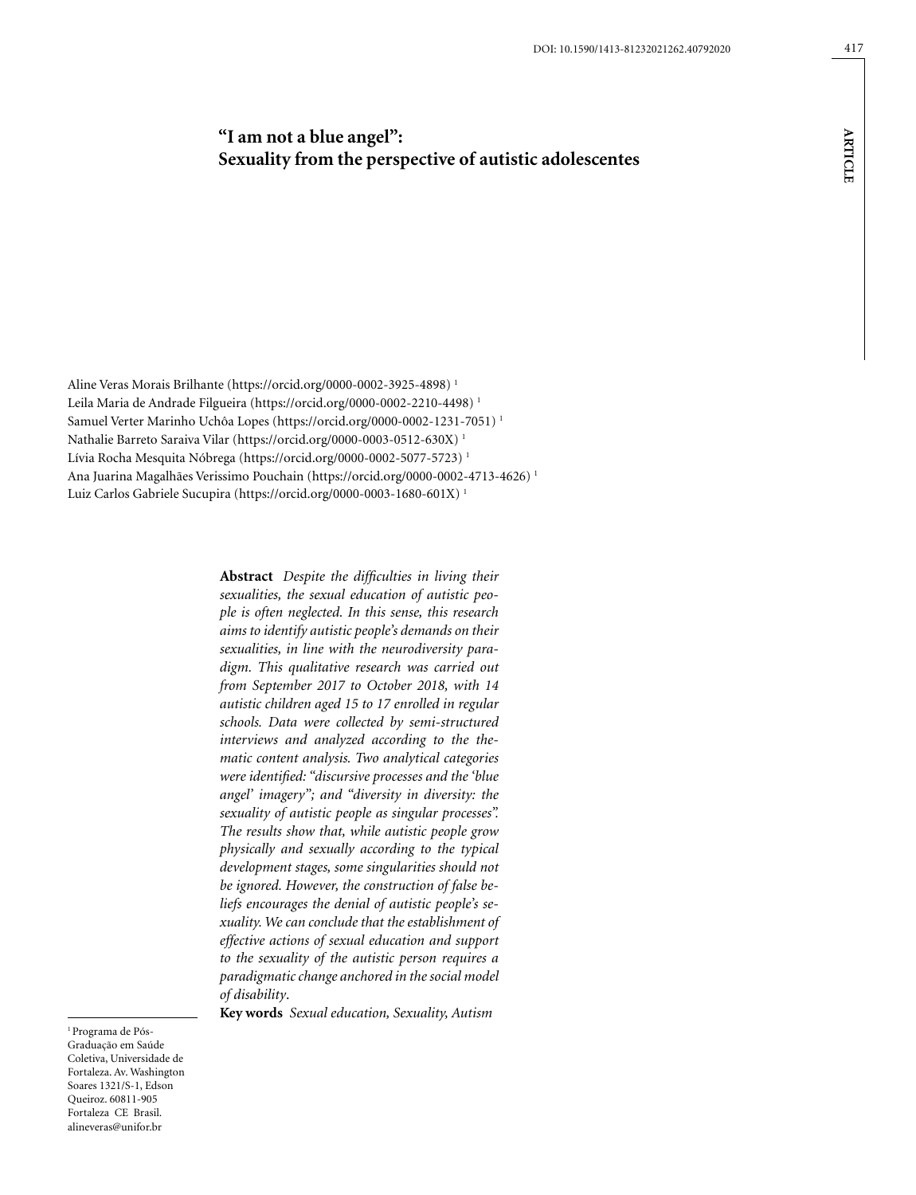# "I am not a blue angel": Sexuality from the perspective of autistic adolescentes

Aline Veras Morais Brilhante (https://orcid.org/0000-0002-3925-4898) [1]
Leila Maria de Andrade Filgueira (https://orcid.org/0000-0002-2210-4498) [1]
Samuel Verter Marinho Uchôa Lopes (https://orcid.org/0000-0002-1231-7051) [1]
Nathalie Barreto Saraiva Vilar (https://orcid.org/0000-0003-0512-630X) [1]
Lívia Rocha Mesquita Nóbrega (https://orcid.org/0000-0002-5077-5723) [1]
Ana Juarina Magalhães Verissimo Pouchain (https://orcid.org/0000-0002-4713-4626) [1]
Luiz Carlos Gabriele Sucupira (https://orcid.org/0000-0003-1680-601X) [1]

**Abstract** *Despite the difficulties in living their sexualities, the sexual education of autistic people is often neglected. In this sense, this research aims to identify autistic people's demands on their sexualities, in line with the neurodiversity paradigm. This qualitative research was carried out from September 2017 to October 2018, with 14 autistic children aged 15 to 17 enrolled in regular schools. Data were collected by semi-structured interviews and analyzed according to the thematic content analysis. Two analytical categories were identified: "discursive processes and the 'blue angel' imagery"; and "diversity in diversity: the sexuality of autistic people as singular processes". The results show that, while autistic people grow physically and sexually according to the typical development stages, some singularities should not be ignored. However, the construction of false beliefs encourages the denial of autistic people's sexuality. We can conclude that the establishment of effective actions of sexual education and support to the sexuality of the autistic person requires a paradigmatic change anchored in the social model of disability.*

**Key words** *Sexual education, Sexuality, Autism*

[1] Programa de Pós-Graduação em Saúde Coletiva, Universidade de Fortaleza. Av. Washington Soares 1321/S-1, Edson Queiroz. 60811-905 Fortaleza CE Brasil. alineveras@unifor.br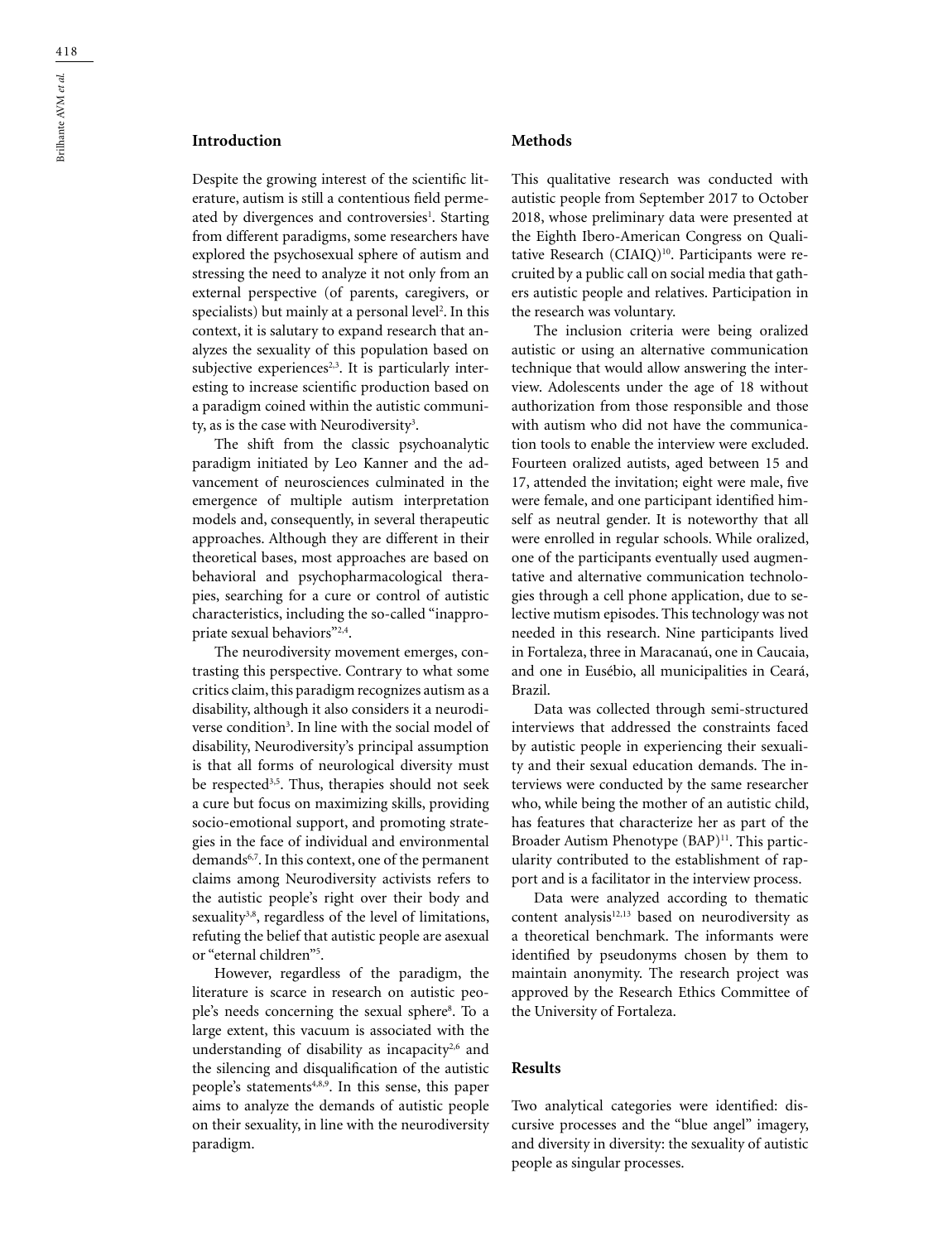## Introduction

Despite the growing interest of the scientific literature, autism is still a contentious field permeated by divergences and controversies[1]. Starting from different paradigms, some researchers have explored the psychosexual sphere of autism and stressing the need to analyze it not only from an external perspective (of parents, caregivers, or specialists) but mainly at a personal level[2]. In this context, it is salutary to expand research that analyzes the sexuality of this population based on subjective experiences[2,3]. It is particularly interesting to increase scientific production based on a paradigm coined within the autistic community, as is the case with Neurodiversity[3].

The shift from the classic psychoanalytic paradigm initiated by Leo Kanner and the advancement of neurosciences culminated in the emergence of multiple autism interpretation models and, consequently, in several therapeutic approaches. Although they are different in their theoretical bases, most approaches are based on behavioral and psychopharmacological therapies, searching for a cure or control of autistic characteristics, including the so-called "inappropriate sexual behaviors"[2,4].

The neurodiversity movement emerges, contrasting this perspective. Contrary to what some critics claim, this paradigm recognizes autism as a disability, although it also considers it a neurodiverse condition[3]. In line with the social model of disability, Neurodiversity's principal assumption is that all forms of neurological diversity must be respected[3,5]. Thus, therapies should not seek a cure but focus on maximizing skills, providing socio-emotional support, and promoting strategies in the face of individual and environmental demands[6,7]. In this context, one of the permanent claims among Neurodiversity activists refers to the autistic people's right over their body and sexuality[3,8], regardless of the level of limitations, refuting the belief that autistic people are asexual or "eternal children"[5].

However, regardless of the paradigm, the literature is scarce in research on autistic people's needs concerning the sexual sphere[8]. To a large extent, this vacuum is associated with the understanding of disability as incapacity[2,6] and the silencing and disqualification of the autistic people's statements[4,8,9]. In this sense, this paper aims to analyze the demands of autistic people on their sexuality, in line with the neurodiversity paradigm.

## Methods

This qualitative research was conducted with autistic people from September 2017 to October 2018, whose preliminary data were presented at the Eighth Ibero-American Congress on Qualitative Research (CIAIQ)[10]. Participants were recruited by a public call on social media that gathers autistic people and relatives. Participation in the research was voluntary.

The inclusion criteria were being oralized autistic or using an alternative communication technique that would allow answering the interview. Adolescents under the age of 18 without authorization from those responsible and those with autism who did not have the communication tools to enable the interview were excluded. Fourteen oralized autists, aged between 15 and 17, attended the invitation; eight were male, five were female, and one participant identified himself as neutral gender. It is noteworthy that all were enrolled in regular schools. While oralized, one of the participants eventually used augmentative and alternative communication technologies through a cell phone application, due to selective mutism episodes. This technology was not needed in this research. Nine participants lived in Fortaleza, three in Maracanaú, one in Caucaia, and one in Eusébio, all municipalities in Ceará, Brazil.

Data was collected through semi-structured interviews that addressed the constraints faced by autistic people in experiencing their sexuality and their sexual education demands. The interviews were conducted by the same researcher who, while being the mother of an autistic child, has features that characterize her as part of the Broader Autism Phenotype (BAP)[11]. This particularity contributed to the establishment of rapport and is a facilitator in the interview process.

Data were analyzed according to thematic content analysis[12,13] based on neurodiversity as a theoretical benchmark. The informants were identified by pseudonyms chosen by them to maintain anonymity. The research project was approved by the Research Ethics Committee of the University of Fortaleza.

## Results

Two analytical categories were identified: discursive processes and the "blue angel" imagery, and diversity in diversity: the sexuality of autistic people as singular processes.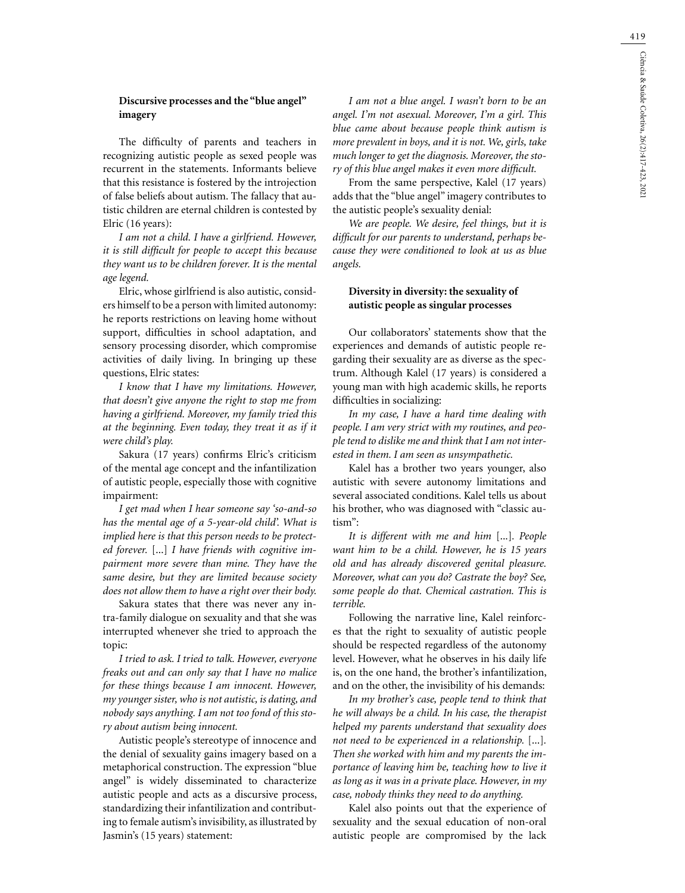### Discursive processes and the "blue angel" imagery

The difficulty of parents and teachers in recognizing autistic people as sexed people was recurrent in the statements. Informants believe that this resistance is fostered by the introjection of false beliefs about autism. The fallacy that autistic children are eternal children is contested by Elric (16 years):

*I am not a child. I have a girlfriend. However, it is still difficult for people to accept this because they want us to be children forever. It is the mental age legend.*

Elric, whose girlfriend is also autistic, considers himself to be a person with limited autonomy: he reports restrictions on leaving home without support, difficulties in school adaptation, and sensory processing disorder, which compromise activities of daily living. In bringing up these questions, Elric states:

*I know that I have my limitations. However, that doesn't give anyone the right to stop me from having a girlfriend. Moreover, my family tried this at the beginning. Even today, they treat it as if it were child's play.*

Sakura (17 years) confirms Elric's criticism of the mental age concept and the infantilization of autistic people, especially those with cognitive impairment:

*I get mad when I hear someone say 'so-and-so has the mental age of a 5-year-old child'. What is implied here is that this person needs to be protected forever.* [...] *I have friends with cognitive impairment more severe than mine. They have the same desire, but they are limited because society does not allow them to have a right over their body.*

Sakura states that there was never any intra-family dialogue on sexuality and that she was interrupted whenever she tried to approach the topic:

*I tried to ask. I tried to talk. However, everyone freaks out and can only say that I have no malice for these things because I am innocent. However, my younger sister, who is not autistic, is dating, and nobody says anything. I am not too fond of this story about autism being innocent.*

Autistic people's stereotype of innocence and the denial of sexuality gains imagery based on a metaphorical construction. The expression "blue angel" is widely disseminated to characterize autistic people and acts as a discursive process, standardizing their infantilization and contributing to female autism's invisibility, as illustrated by Jasmin's (15 years) statement:

*I am not a blue angel. I wasn't born to be an angel. I'm not asexual. Moreover, I'm a girl. This blue came about because people think autism is more prevalent in boys, and it is not. We, girls, take much longer to get the diagnosis. Moreover, the story of this blue angel makes it even more difficult.*

From the same perspective, Kalel (17 years) adds that the "blue angel" imagery contributes to the autistic people's sexuality denial:

*We are people. We desire, feel things, but it is difficult for our parents to understand, perhaps because they were conditioned to look at us as blue angels.*

### Diversity in diversity: the sexuality of autistic people as singular processes

Our collaborators' statements show that the experiences and demands of autistic people regarding their sexuality are as diverse as the spectrum. Although Kalel (17 years) is considered a young man with high academic skills, he reports difficulties in socializing:

*In my case, I have a hard time dealing with people. I am very strict with my routines, and people tend to dislike me and think that I am not interested in them. I am seen as unsympathetic.*

Kalel has a brother two years younger, also autistic with severe autonomy limitations and several associated conditions. Kalel tells us about his brother, who was diagnosed with "classic autism":

*It is different with me and him* [...]. *People want him to be a child. However, he is 15 years old and has already discovered genital pleasure. Moreover, what can you do? Castrate the boy? See, some people do that. Chemical castration. This is terrible.*

Following the narrative line, Kalel reinforces that the right to sexuality of autistic people should be respected regardless of the autonomy level. However, what he observes in his daily life is, on the one hand, the brother's infantilization, and on the other, the invisibility of his demands:

*In my brother's case, people tend to think that he will always be a child. In his case, the therapist helped my parents understand that sexuality does not need to be experienced in a relationship.* [...]. *Then she worked with him and my parents the importance of leaving him be, teaching how to live it as long as it was in a private place. However, in my case, nobody thinks they need to do anything.*

Kalel also points out that the experience of sexuality and the sexual education of non-oral autistic people are compromised by the lack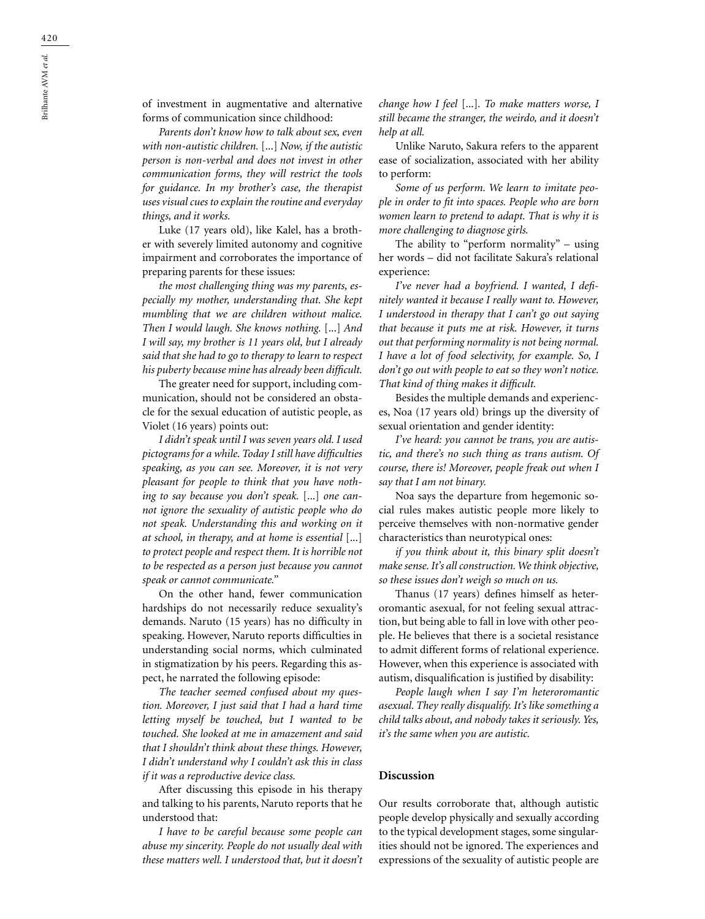of investment in augmentative and alternative forms of communication since childhood:

*Parents don't know how to talk about sex, even with non-autistic children.* [...] *Now, if the autistic person is non-verbal and does not invest in other communication forms, they will restrict the tools for guidance. In my brother's case, the therapist uses visual cues to explain the routine and everyday things, and it works.*

Luke (17 years old), like Kalel, has a brother with severely limited autonomy and cognitive impairment and corroborates the importance of preparing parents for these issues:

*the most challenging thing was my parents, especially my mother, understanding that. She kept mumbling that we are children without malice. Then I would laugh. She knows nothing.* [...] *And I will say, my brother is 11 years old, but I already said that she had to go to therapy to learn to respect his puberty because mine has already been difficult.*

The greater need for support, including communication, should not be considered an obstacle for the sexual education of autistic people, as Violet (16 years) points out:

*I didn't speak until I was seven years old. I used pictograms for a while. Today I still have difficulties speaking, as you can see. Moreover, it is not very pleasant for people to think that you have nothing to say because you don't speak.* [...] *one cannot ignore the sexuality of autistic people who do not speak. Understanding this and working on it at school, in therapy, and at home is essential* [...] *to protect people and respect them. It is horrible not to be respected as a person just because you cannot speak or cannot communicate."*

On the other hand, fewer communication hardships do not necessarily reduce sexuality's demands. Naruto (15 years) has no difficulty in speaking. However, Naruto reports difficulties in understanding social norms, which culminated in stigmatization by his peers. Regarding this aspect, he narrated the following episode:

*The teacher seemed confused about my question. Moreover, I just said that I had a hard time letting myself be touched, but I wanted to be touched. She looked at me in amazement and said that I shouldn't think about these things. However, I didn't understand why I couldn't ask this in class if it was a reproductive device class.*

After discussing this episode in his therapy and talking to his parents, Naruto reports that he understood that:

*I have to be careful because some people can abuse my sincerity. People do not usually deal with these matters well. I understood that, but it doesn't change how I feel* [...]. *To make matters worse, I still became the stranger, the weirdo, and it doesn't help at all.*

Unlike Naruto, Sakura refers to the apparent ease of socialization, associated with her ability to perform:

*Some of us perform. We learn to imitate people in order to fit into spaces. People who are born women learn to pretend to adapt. That is why it is more challenging to diagnose girls.*

The ability to "perform normality" – using her words – did not facilitate Sakura's relational experience:

*I've never had a boyfriend. I wanted, I definitely wanted it because I really want to. However, I understood in therapy that I can't go out saying that because it puts me at risk. However, it turns out that performing normality is not being normal. I have a lot of food selectivity, for example. So, I don't go out with people to eat so they won't notice. That kind of thing makes it difficult.*

Besides the multiple demands and experiences, Noa (17 years old) brings up the diversity of sexual orientation and gender identity:

*I've heard: you cannot be trans, you are autistic, and there's no such thing as trans autism. Of course, there is! Moreover, people freak out when I say that I am not binary.*

Noa says the departure from hegemonic social rules makes autistic people more likely to perceive themselves with non-normative gender characteristics than neurotypical ones:

*if you think about it, this binary split doesn't make sense. It's all construction. We think objective, so these issues don't weigh so much on us.*

Thanus (17 years) defines himself as heteroromantic asexual, for not feeling sexual attraction, but being able to fall in love with other people. He believes that there is a societal resistance to admit different forms of relational experience. However, when this experience is associated with autism, disqualification is justified by disability:

*People laugh when I say I'm heteroromantic asexual. They really disqualify. It's like something a child talks about, and nobody takes it seriously. Yes, it's the same when you are autistic.*

## Discussion

Our results corroborate that, although autistic people develop physically and sexually according to the typical development stages, some singularities should not be ignored. The experiences and expressions of the sexuality of autistic people are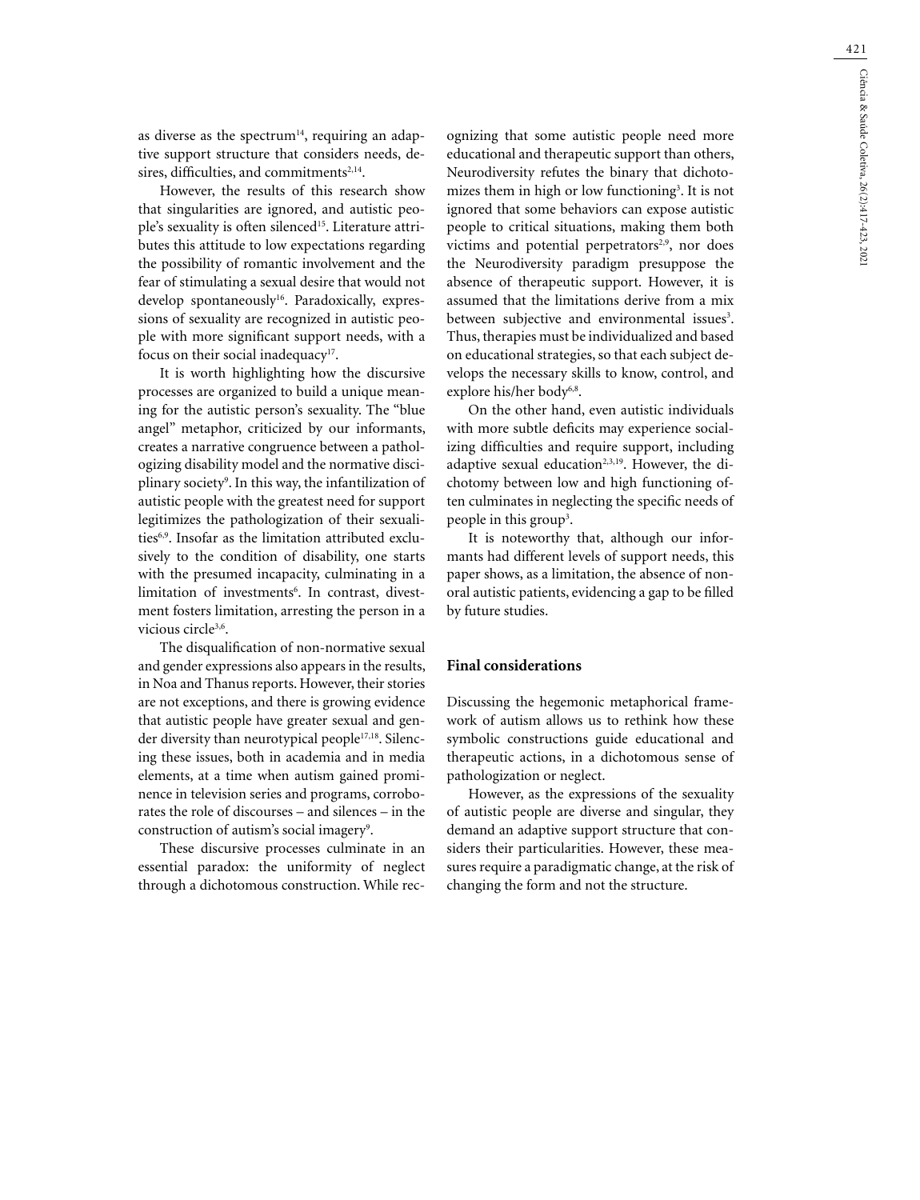as diverse as the spectrum[14], requiring an adaptive support structure that considers needs, desires, difficulties, and commitments[2,14].

However, the results of this research show that singularities are ignored, and autistic people's sexuality is often silenced[15]. Literature attributes this attitude to low expectations regarding the possibility of romantic involvement and the fear of stimulating a sexual desire that would not develop spontaneously[16]. Paradoxically, expressions of sexuality are recognized in autistic people with more significant support needs, with a focus on their social inadequacy[17].

It is worth highlighting how the discursive processes are organized to build a unique meaning for the autistic person's sexuality. The "blue angel" metaphor, criticized by our informants, creates a narrative congruence between a pathologizing disability model and the normative disciplinary society[9]. In this way, the infantilization of autistic people with the greatest need for support legitimizes the pathologization of their sexualities[6,9]. Insofar as the limitation attributed exclusively to the condition of disability, one starts with the presumed incapacity, culminating in a limitation of investments[6]. In contrast, divestment fosters limitation, arresting the person in a vicious circle[3,6].

The disqualification of non-normative sexual and gender expressions also appears in the results, in Noa and Thanus reports. However, their stories are not exceptions, and there is growing evidence that autistic people have greater sexual and gender diversity than neurotypical people[17,18]. Silencing these issues, both in academia and in media elements, at a time when autism gained prominence in television series and programs, corroborates the role of discourses – and silences – in the construction of autism's social imagery[9].

These discursive processes culminate in an essential paradox: the uniformity of neglect through a dichotomous construction. While recognizing that some autistic people need more educational and therapeutic support than others, Neurodiversity refutes the binary that dichotomizes them in high or low functioning[3]. It is not ignored that some behaviors can expose autistic people to critical situations, making them both victims and potential perpetrators[2,9], nor does the Neurodiversity paradigm presuppose the absence of therapeutic support. However, it is assumed that the limitations derive from a mix between subjective and environmental issues[3]. Thus, therapies must be individualized and based on educational strategies, so that each subject develops the necessary skills to know, control, and explore his/her body[6,8].

On the other hand, even autistic individuals with more subtle deficits may experience socializing difficulties and require support, including adaptive sexual education[2,3,19]. However, the dichotomy between low and high functioning often culminates in neglecting the specific needs of people in this group[3].

It is noteworthy that, although our informants had different levels of support needs, this paper shows, as a limitation, the absence of non-oral autistic patients, evidencing a gap to be filled by future studies.

## Final considerations

Discussing the hegemonic metaphorical framework of autism allows us to rethink how these symbolic constructions guide educational and therapeutic actions, in a dichotomous sense of pathologization or neglect.

However, as the expressions of the sexuality of autistic people are diverse and singular, they demand an adaptive support structure that considers their particularities. However, these measures require a paradigmatic change, at the risk of changing the form and not the structure.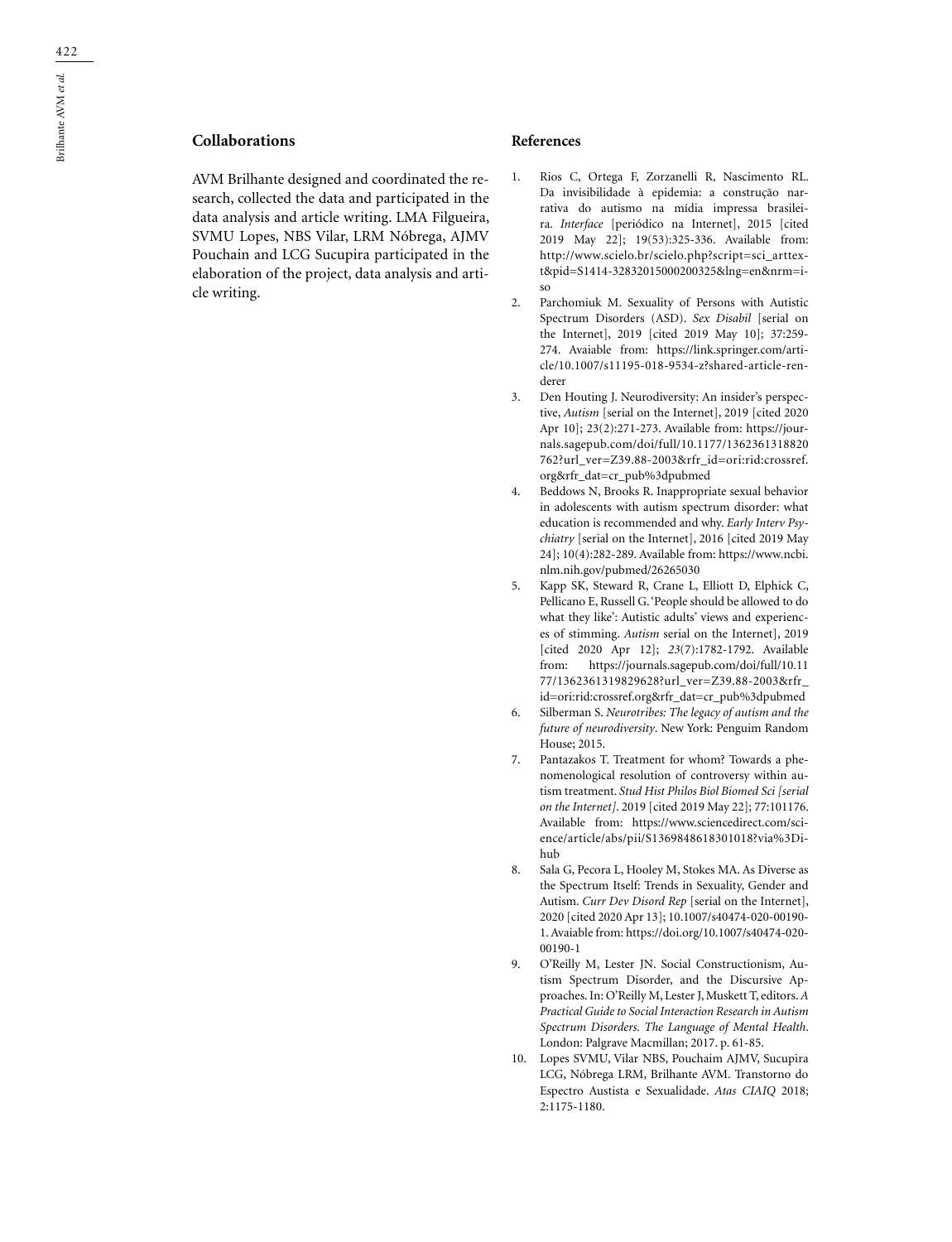## Collaborations

AVM Brilhante designed and coordinated the research, collected the data and participated in the data analysis and article writing. LMA Filgueira, SVMU Lopes, NBS Vilar, LRM Nóbrega, AJMV Pouchain and LCG Sucupira participated in the elaboration of the project, data analysis and article writing.

## References

1. Rios C, Ortega F, Zorzanelli R, Nascimento RL. Da invisibilidade à epidemia: a construção narrativa do autismo na mídia impressa brasileira. *Interface* [periódico na Internet], 2015 [cited 2019 May 22]; 19(53):325-336. Available from: http://www.scielo.br/scielo.php?script=sci_arttext&pid=S1414-32832015000200325&lng=en&nrm=iso
2. Parchomiuk M. Sexuality of Persons with Autistic Spectrum Disorders (ASD). *Sex Disabil* [serial on the Internet], 2019 [cited 2019 May 10]; 37:259-274. Avaiable from: https://link.springer.com/article/10.1007/s11195-018-9534-z?shared-article-renderer
3. Den Houting J. Neurodiversity: An insider's perspective, *Autism* [serial on the Internet], 2019 [cited 2020 Apr 10]; 23(2):271-273. Available from: https://journals.sagepub.com/doi/full/10.1177/1362361318820762?url_ver=Z39.88-2003&rfr_id=ori:rid:crossref.org&rfr_dat=cr_pub%3dpubmed
4. Beddows N, Brooks R. Inappropriate sexual behavior in adolescents with autism spectrum disorder: what education is recommended and why. *Early Interv Psychiatry* [serial on the Internet], 2016 [cited 2019 May 24]; 10(4):282-289. Available from: https://www.ncbi.nlm.nih.gov/pubmed/26265030
5. Kapp SK, Steward R, Crane L, Elliott D, Elphick C, Pellicano E, Russell G. 'People should be allowed to do what they like': Autistic adults' views and experiences of stimming. *Autism* serial on the Internet], 2019 [cited 2020 Apr 12]; *23*(7):1782-1792. Available from: https://journals.sagepub.com/doi/full/10.1177/1362361319829628?url_ver=Z39.88-2003&rfr_id=ori:rid:crossref.org&rfr_dat=cr_pub%3dpubmed
6. Silberman S. *Neurotribes: The legacy of autism and the future of neurodiversity*. New York: Penguim Random House; 2015.
7. Pantazakos T. Treatment for whom? Towards a phenomenological resolution of controversy within autism treatment. *Stud Hist Philos Biol Biomed Sci [serial on the Internet]*. 2019 [cited 2019 May 22]; 77:101176. Available from: https://www.sciencedirect.com/science/article/abs/pii/S1369848618301018?via%3Dihub
8. Sala G, Pecora L, Hooley M, Stokes MA. As Diverse as the Spectrum Itself: Trends in Sexuality, Gender and Autism. *Curr Dev Disord Rep* [serial on the Internet], 2020 [cited 2020 Apr 13]; 10.1007/s40474-020-00190-1. Avaiable from: https://doi.org/10.1007/s40474-020-00190-1
9. O'Reilly M, Lester JN. Social Constructionism, Autism Spectrum Disorder, and the Discursive Approaches. In: O'Reilly M, Lester J, Muskett T, editors. *A Practical Guide to Social Interaction Research in Autism Spectrum Disorders. The Language of Mental Health*. London: Palgrave Macmillan; 2017. p. 61-85.
10. Lopes SVMU, Vilar NBS, Pouchaim AJMV, Sucupira LCG, Nóbrega LRM, Brilhante AVM. Transtorno do Espectro Austista e Sexualidade. *Atas CIAIQ* 2018; 2:1175-1180.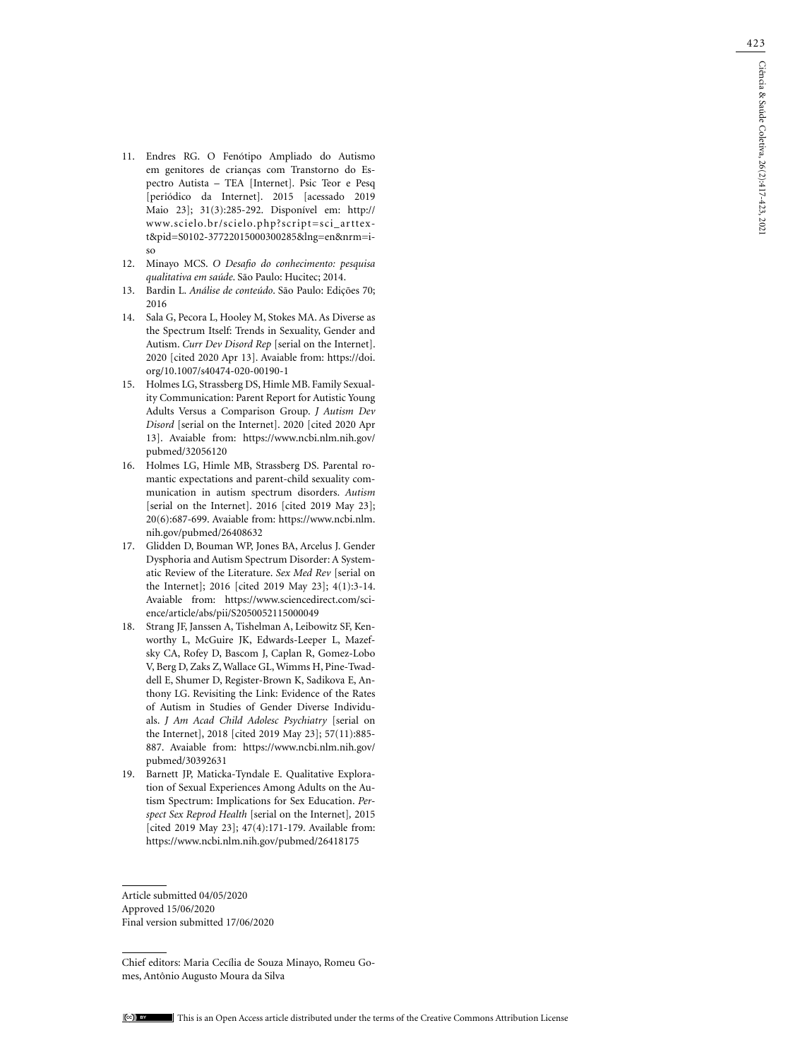11. Endres RG. O Fenótipo Ampliado do Autismo em genitores de crianças com Transtorno do Espectro Autista – TEA [Internet]. Psic Teor e Pesq [periódico da Internet]. 2015 [acessado 2019 Maio 23]; 31(3):285-292. Disponível em: http://www.scielo.br/scielo.php?script=sci_arttext&pid=S0102-37722015000300285&lng=en&nrm=iso
12. Minayo MCS. *O Desafio do conhecimento: pesquisa qualitativa em saúde*. São Paulo: Hucitec; 2014.
13. Bardin L. *Análise de conteúdo*. São Paulo: Edições 70; 2016
14. Sala G, Pecora L, Hooley M, Stokes MA. As Diverse as the Spectrum Itself: Trends in Sexuality, Gender and Autism. *Curr Dev Disord Rep* [serial on the Internet]. 2020 [cited 2020 Apr 13]. Avaiable from: https://doi.org/10.1007/s40474-020-00190-1
15. Holmes LG, Strassberg DS, Himle MB. Family Sexuality Communication: Parent Report for Autistic Young Adults Versus a Comparison Group. *J Autism Dev Disord* [serial on the Internet]. 2020 [cited 2020 Apr 13]. Avaiable from: https://www.ncbi.nlm.nih.gov/pubmed/32056120
16. Holmes LG, Himle MB, Strassberg DS. Parental romantic expectations and parent-child sexuality communication in autism spectrum disorders. *Autism* [serial on the Internet]. 2016 [cited 2019 May 23]; 20(6):687-699. Avaiable from: https://www.ncbi.nlm.nih.gov/pubmed/26408632
17. Glidden D, Bouman WP, Jones BA, Arcelus J. Gender Dysphoria and Autism Spectrum Disorder: A Systematic Review of the Literature. *Sex Med Rev* [serial on the Internet]; 2016 [cited 2019 May 23]; 4(1):3-14. Avaiable from: https://www.sciencedirect.com/science/article/abs/pii/S2050052115000049
18. Strang JF, Janssen A, Tishelman A, Leibowitz SF, Kenworthy L, McGuire JK, Edwards-Leeper L, Mazefsky CA, Rofey D, Bascom J, Caplan R, Gomez-Lobo V, Berg D, Zaks Z, Wallace GL, Wimms H, Pine-Twaddell E, Shumer D, Register-Brown K, Sadikova E, Anthony LG. Revisiting the Link: Evidence of the Rates of Autism in Studies of Gender Diverse Individuals. *J Am Acad Child Adolesc Psychiatry* [serial on the Internet], 2018 [cited 2019 May 23]; 57(11):885-887. Avaiable from: https://www.ncbi.nlm.nih.gov/pubmed/30392631
19. Barnett JP, Maticka-Tyndale E. Qualitative Exploration of Sexual Experiences Among Adults on the Autism Spectrum: Implications for Sex Education. *Perspect Sex Reprod Health* [serial on the Internet], 2015 [cited 2019 May 23]; 47(4):171-179. Available from: https://www.ncbi.nlm.nih.gov/pubmed/26418175

Article submitted 04/05/2020
Approved 15/06/2020
Final version submitted 17/06/2020

Chief editors: Maria Cecília de Souza Minayo, Romeu Gomes, Antônio Augusto Moura da Silva

This is an Open Access article distributed under the terms of the Creative Commons Attribution License